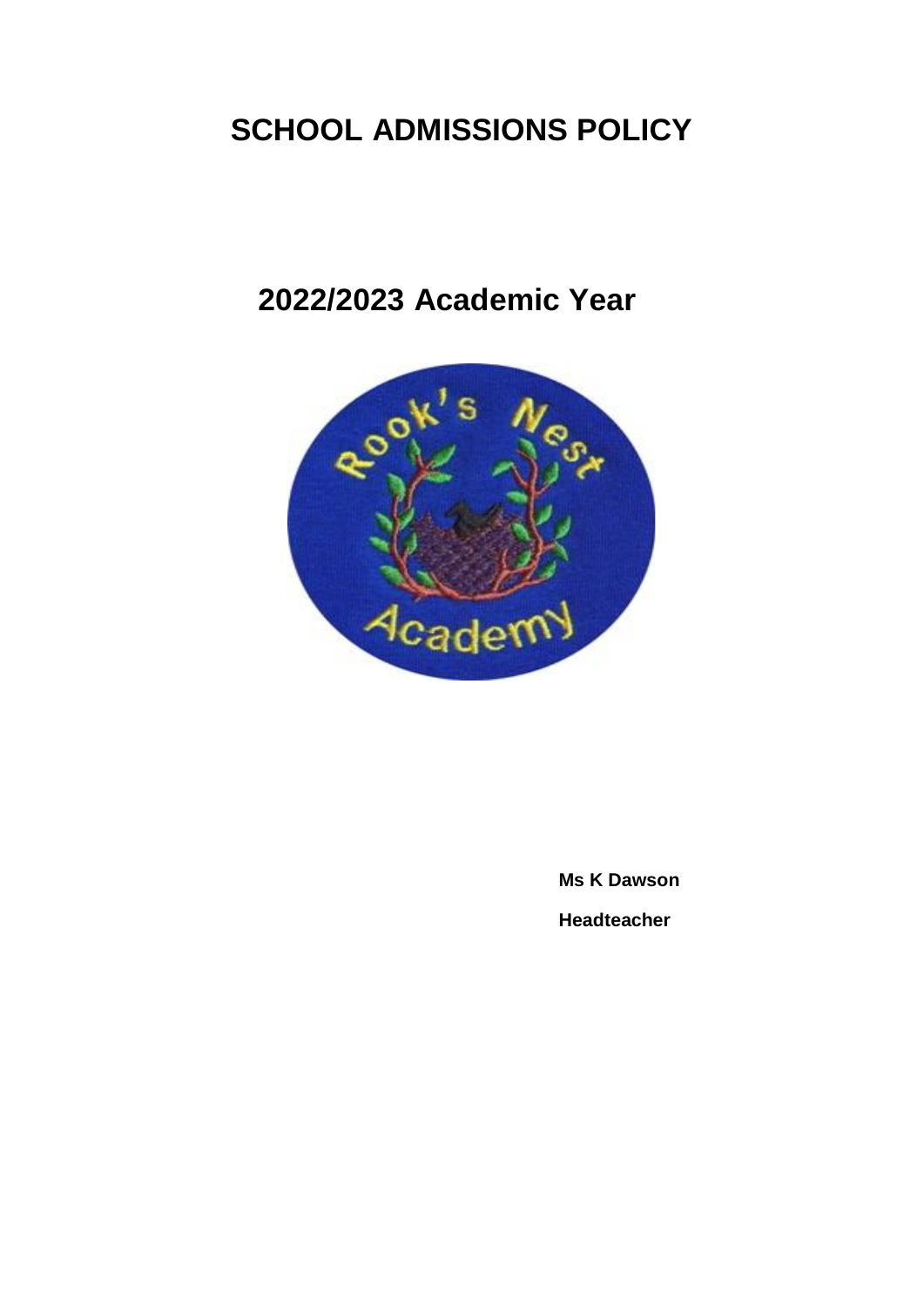# SCHOOL ADMISSIONS POLICY

## 2022/2023 Academic Year

**Ms K Dawson**

**Headteacher**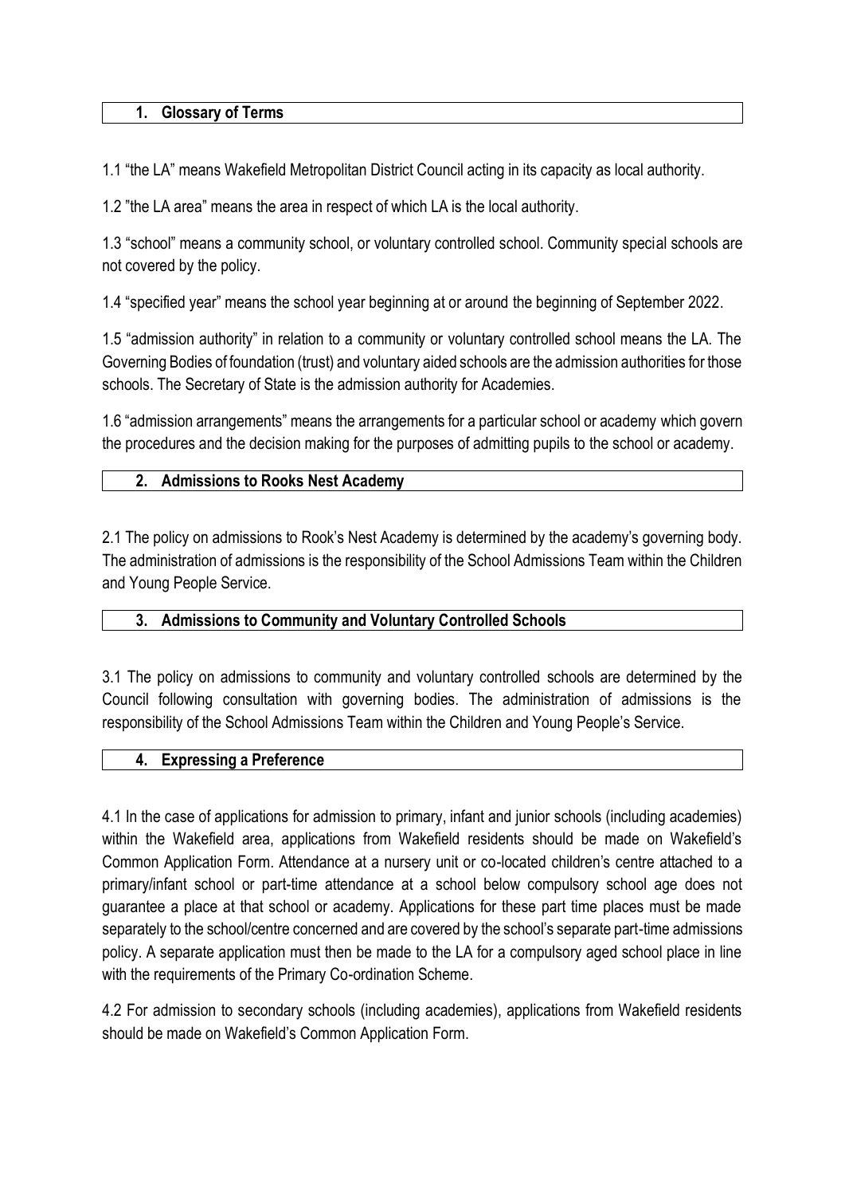## 1. Glossary of Terms

1.1 "the LA" means Wakefield Metropolitan District Council acting in its capacity as local authority.

1.2 "the LA area" means the area in respect of which LA is the local authority.

1.3 "school" means a community school, or voluntary controlled school. Community special schools are not covered by the policy.

1.4 "specified year" means the school year beginning at or around the beginning of September 2022.

1.5 "admission authority" in relation to a community or voluntary controlled school means the LA. The Governing Bodies of foundation (trust) and voluntary aided schools are the admission authorities for those schools. The Secretary of State is the admission authority for Academies.

1.6 "admission arrangements" means the arrangements for a particular school or academy which govern the procedures and the decision making for the purposes of admitting pupils to the school or academy.

## 2. Admissions to Rooks Nest Academy

2.1 The policy on admissions to Rook's Nest Academy is determined by the academy's governing body. The administration of admissions is the responsibility of the School Admissions Team within the Children and Young People Service.

## 3. Admissions to Community and Voluntary Controlled Schools

3.1 The policy on admissions to community and voluntary controlled schools are determined by the Council following consultation with governing bodies. The administration of admissions is the responsibility of the School Admissions Team within the Children and Young People's Service.

## 4. Expressing a Preference

4.1 In the case of applications for admission to primary, infant and junior schools (including academies) within the Wakefield area, applications from Wakefield residents should be made on Wakefield's Common Application Form. Attendance at a nursery unit or co-located children's centre attached to a primary/infant school or part-time attendance at a school below compulsory school age does not guarantee a place at that school or academy. Applications for these part time places must be made separately to the school/centre concerned and are covered by the school's separate part-time admissions policy. A separate application must then be made to the LA for a compulsory aged school place in line with the requirements of the Primary Co-ordination Scheme.

4.2 For admission to secondary schools (including academies), applications from Wakefield residents should be made on Wakefield's Common Application Form.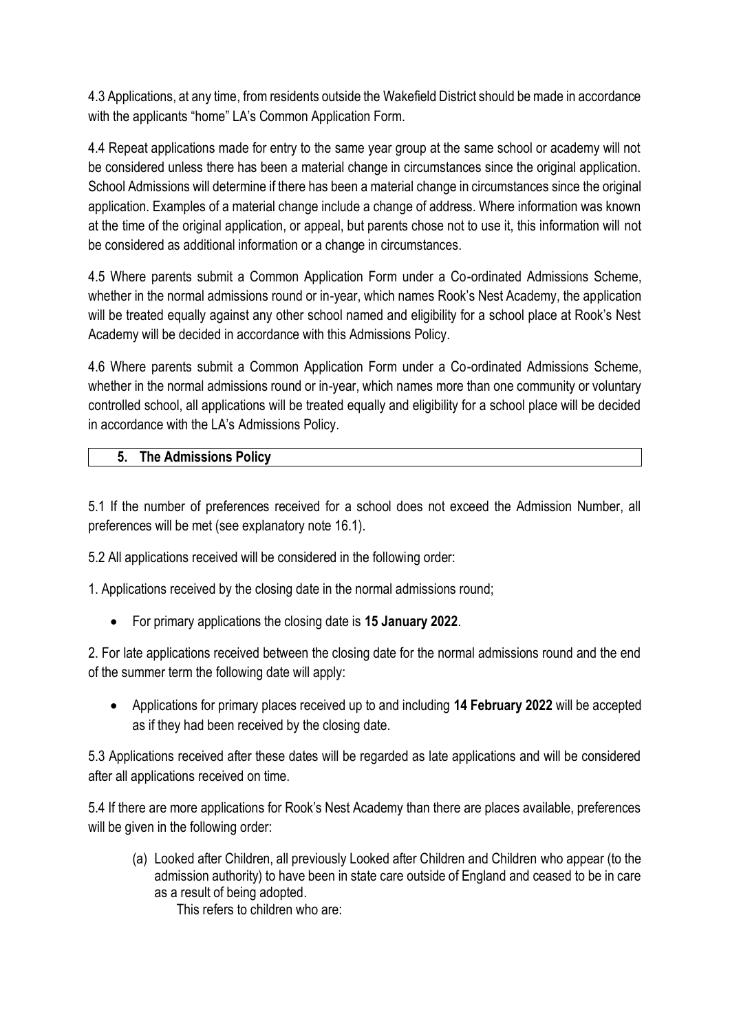4.3 Applications, at any time, from residents outside the Wakefield District should be made in accordance with the applicants "home" LA's Common Application Form.

4.4 Repeat applications made for entry to the same year group at the same school or academy will not be considered unless there has been a material change in circumstances since the original application. School Admissions will determine if there has been a material change in circumstances since the original application. Examples of a material change include a change of address. Where information was known at the time of the original application, or appeal, but parents chose not to use it, this information will not be considered as additional information or a change in circumstances.

4.5 Where parents submit a Common Application Form under a Co-ordinated Admissions Scheme, whether in the normal admissions round or in-year, which names Rook's Nest Academy, the application will be treated equally against any other school named and eligibility for a school place at Rook's Nest Academy will be decided in accordance with this Admissions Policy.

4.6 Where parents submit a Common Application Form under a Co-ordinated Admissions Scheme, whether in the normal admissions round or in-year, which names more than one community or voluntary controlled school, all applications will be treated equally and eligibility for a school place will be decided in accordance with the LA's Admissions Policy.

## 5. The Admissions Policy

5.1 If the number of preferences received for a school does not exceed the Admission Number, all preferences will be met (see explanatory note 16.1).

5.2 All applications received will be considered in the following order:

1. Applications received by the closing date in the normal admissions round;

- For primary applications the closing date is **15 January 2022**.

2. For late applications received between the closing date for the normal admissions round and the end of the summer term the following date will apply:

- Applications for primary places received up to and including **14 February 2022** will be accepted as if they had been received by the closing date.

5.3 Applications received after these dates will be regarded as late applications and will be considered after all applications received on time.

5.4 If there are more applications for Rook's Nest Academy than there are places available, preferences will be given in the following order:

(a) Looked after Children, all previously Looked after Children and Children who appear (to the admission authority) to have been in state care outside of England and ceased to be in care as a result of being adopted.
    This refers to children who are: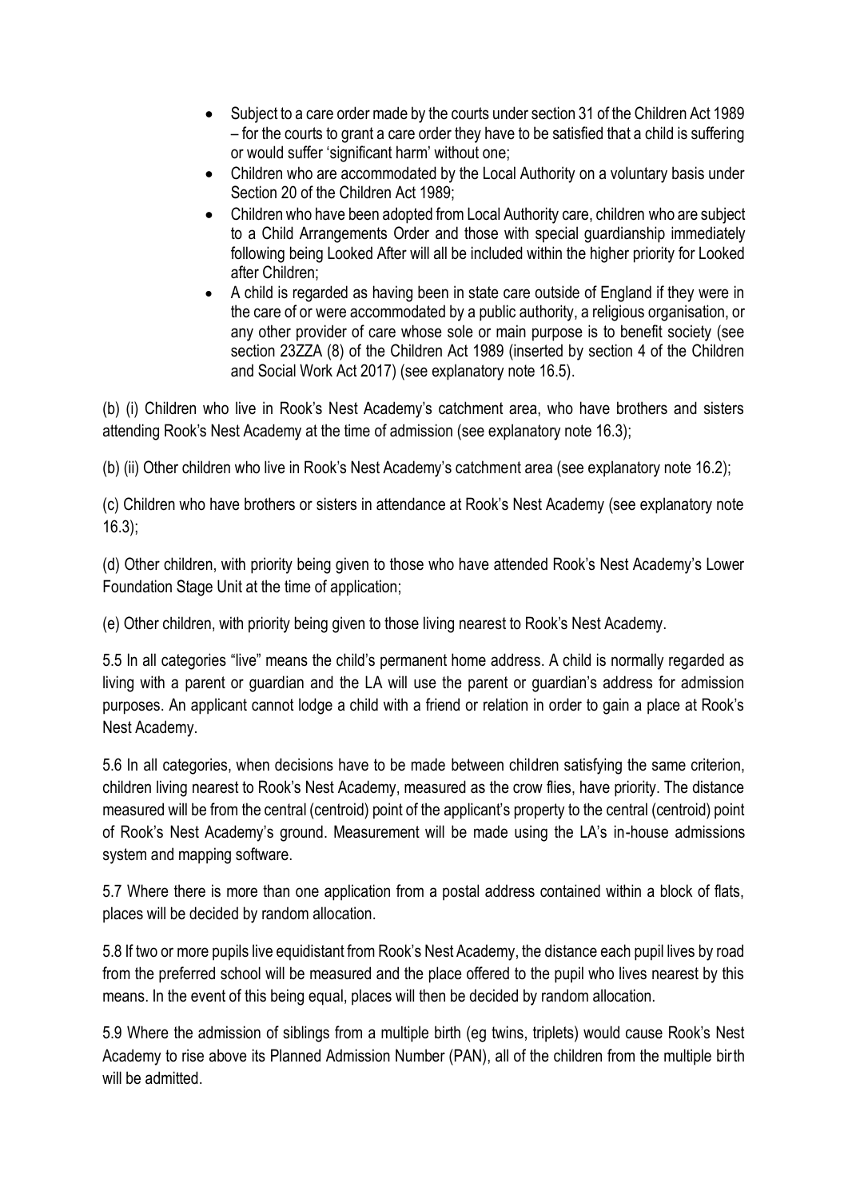- Subject to a care order made by the courts under section 31 of the Children Act 1989 – for the courts to grant a care order they have to be satisfied that a child is suffering or would suffer 'significant harm' without one;
- Children who are accommodated by the Local Authority on a voluntary basis under Section 20 of the Children Act 1989;
- Children who have been adopted from Local Authority care, children who are subject to a Child Arrangements Order and those with special guardianship immediately following being Looked After will all be included within the higher priority for Looked after Children;
- A child is regarded as having been in state care outside of England if they were in the care of or were accommodated by a public authority, a religious organisation, or any other provider of care whose sole or main purpose is to benefit society (see section 23ZZA (8) of the Children Act 1989 (inserted by section 4 of the Children and Social Work Act 2017) (see explanatory note 16.5).

(b) (i) Children who live in Rook's Nest Academy's catchment area, who have brothers and sisters attending Rook's Nest Academy at the time of admission (see explanatory note 16.3);

(b) (ii) Other children who live in Rook's Nest Academy's catchment area (see explanatory note 16.2);

(c) Children who have brothers or sisters in attendance at Rook's Nest Academy (see explanatory note 16.3);

(d) Other children, with priority being given to those who have attended Rook's Nest Academy's Lower Foundation Stage Unit at the time of application;

(e) Other children, with priority being given to those living nearest to Rook's Nest Academy.

5.5 In all categories "live" means the child's permanent home address. A child is normally regarded as living with a parent or guardian and the LA will use the parent or guardian's address for admission purposes. An applicant cannot lodge a child with a friend or relation in order to gain a place at Rook's Nest Academy.

5.6 In all categories, when decisions have to be made between children satisfying the same criterion, children living nearest to Rook's Nest Academy, measured as the crow flies, have priority. The distance measured will be from the central (centroid) point of the applicant's property to the central (centroid) point of Rook's Nest Academy's ground. Measurement will be made using the LA's in-house admissions system and mapping software.

5.7 Where there is more than one application from a postal address contained within a block of flats, places will be decided by random allocation.

5.8 If two or more pupils live equidistant from Rook's Nest Academy, the distance each pupil lives by road from the preferred school will be measured and the place offered to the pupil who lives nearest by this means. In the event of this being equal, places will then be decided by random allocation.

5.9 Where the admission of siblings from a multiple birth (eg twins, triplets) would cause Rook's Nest Academy to rise above its Planned Admission Number (PAN), all of the children from the multiple birth will be admitted.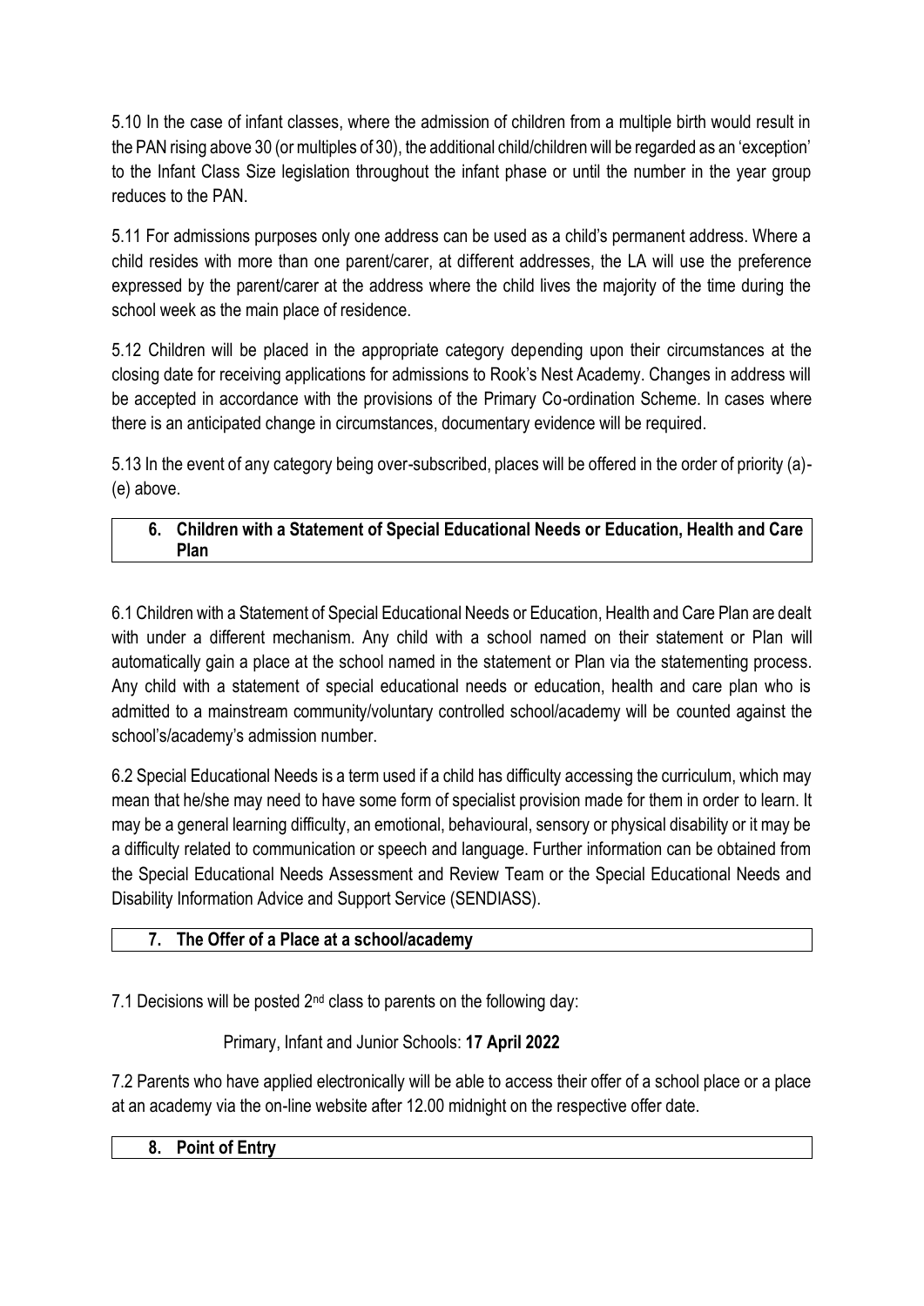5.10 In the case of infant classes, where the admission of children from a multiple birth would result in the PAN rising above 30 (or multiples of 30), the additional child/children will be regarded as an 'exception' to the Infant Class Size legislation throughout the infant phase or until the number in the year group reduces to the PAN.

5.11 For admissions purposes only one address can be used as a child's permanent address. Where a child resides with more than one parent/carer, at different addresses, the LA will use the preference expressed by the parent/carer at the address where the child lives the majority of the time during the school week as the main place of residence.

5.12 Children will be placed in the appropriate category depending upon their circumstances at the closing date for receiving applications for admissions to Rook's Nest Academy. Changes in address will be accepted in accordance with the provisions of the Primary Co-ordination Scheme. In cases where there is an anticipated change in circumstances, documentary evidence will be required.

5.13 In the event of any category being over-subscribed, places will be offered in the order of priority (a)-(e) above.

## 6. Children with a Statement of Special Educational Needs or Education, Health and Care Plan

6.1 Children with a Statement of Special Educational Needs or Education, Health and Care Plan are dealt with under a different mechanism. Any child with a school named on their statement or Plan will automatically gain a place at the school named in the statement or Plan via the statementing process. Any child with a statement of special educational needs or education, health and care plan who is admitted to a mainstream community/voluntary controlled school/academy will be counted against the school's/academy's admission number.

6.2 Special Educational Needs is a term used if a child has difficulty accessing the curriculum, which may mean that he/she may need to have some form of specialist provision made for them in order to learn. It may be a general learning difficulty, an emotional, behavioural, sensory or physical disability or it may be a difficulty related to communication or speech and language. Further information can be obtained from the Special Educational Needs Assessment and Review Team or the Special Educational Needs and Disability Information Advice and Support Service (SENDIASS).

## 7. The Offer of a Place at a school/academy

7.1 Decisions will be posted 2nd class to parents on the following day:

Primary, Infant and Junior Schools: **17 April 2022**

7.2 Parents who have applied electronically will be able to access their offer of a school place or a place at an academy via the on-line website after 12.00 midnight on the respective offer date.

## 8. Point of Entry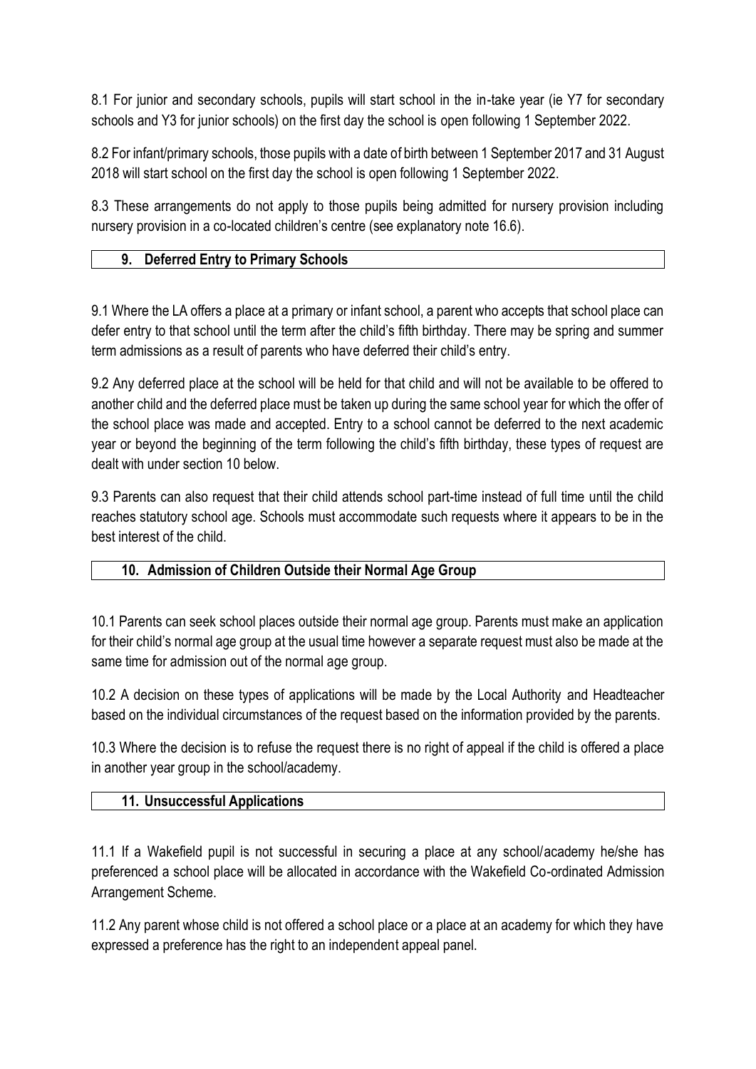8.1 For junior and secondary schools, pupils will start school in the in-take year (ie Y7 for secondary schools and Y3 for junior schools) on the first day the school is open following 1 September 2022.

8.2 For infant/primary schools, those pupils with a date of birth between 1 September 2017 and 31 August 2018 will start school on the first day the school is open following 1 September 2022.

8.3 These arrangements do not apply to those pupils being admitted for nursery provision including nursery provision in a co-located children's centre (see explanatory note 16.6).

## 9. Deferred Entry to Primary Schools

9.1 Where the LA offers a place at a primary or infant school, a parent who accepts that school place can defer entry to that school until the term after the child's fifth birthday. There may be spring and summer term admissions as a result of parents who have deferred their child's entry.

9.2 Any deferred place at the school will be held for that child and will not be available to be offered to another child and the deferred place must be taken up during the same school year for which the offer of the school place was made and accepted. Entry to a school cannot be deferred to the next academic year or beyond the beginning of the term following the child's fifth birthday, these types of request are dealt with under section 10 below.

9.3 Parents can also request that their child attends school part-time instead of full time until the child reaches statutory school age. Schools must accommodate such requests where it appears to be in the best interest of the child.

## 10. Admission of Children Outside their Normal Age Group

10.1 Parents can seek school places outside their normal age group. Parents must make an application for their child's normal age group at the usual time however a separate request must also be made at the same time for admission out of the normal age group.

10.2 A decision on these types of applications will be made by the Local Authority and Headteacher based on the individual circumstances of the request based on the information provided by the parents.

10.3 Where the decision is to refuse the request there is no right of appeal if the child is offered a place in another year group in the school/academy.

## 11. Unsuccessful Applications

11.1 If a Wakefield pupil is not successful in securing a place at any school/academy he/she has preferenced a school place will be allocated in accordance with the Wakefield Co-ordinated Admission Arrangement Scheme.

11.2 Any parent whose child is not offered a school place or a place at an academy for which they have expressed a preference has the right to an independent appeal panel.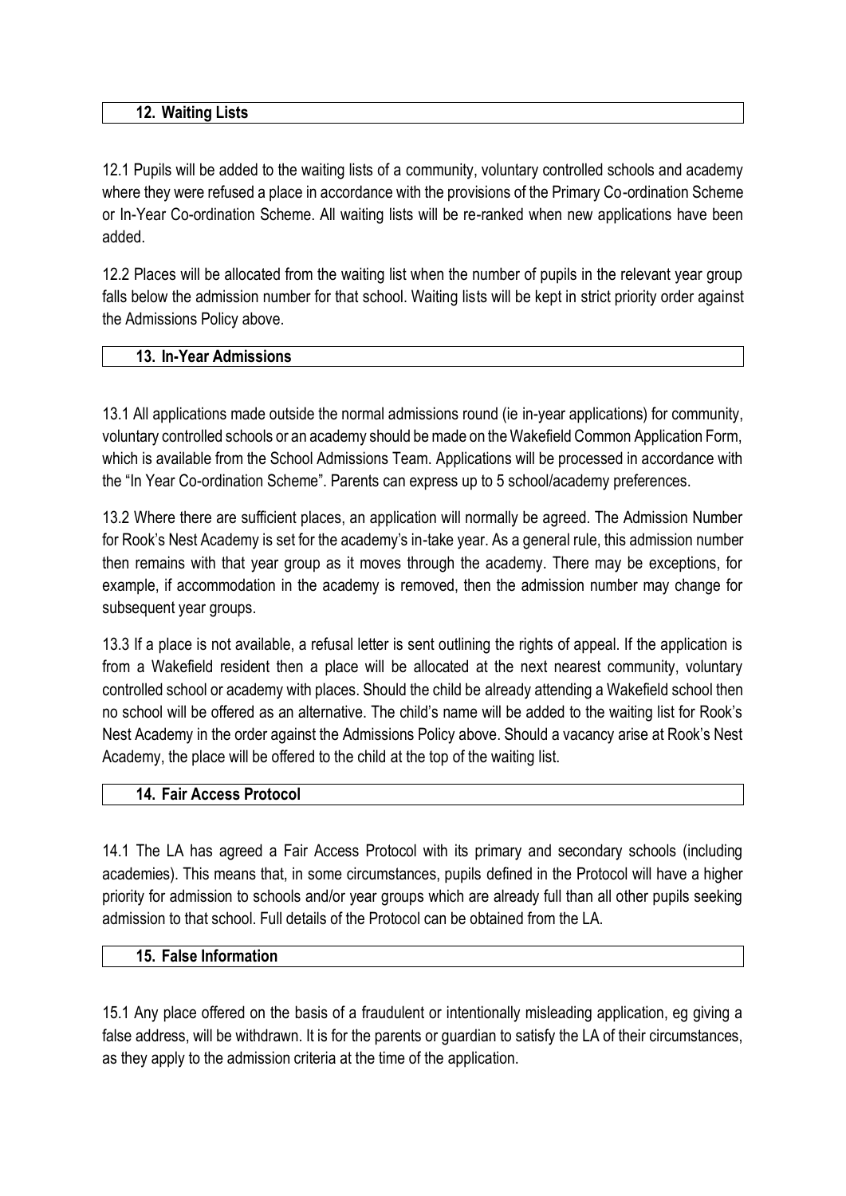## 12. Waiting Lists

12.1 Pupils will be added to the waiting lists of a community, voluntary controlled schools and academy where they were refused a place in accordance with the provisions of the Primary Co-ordination Scheme or In-Year Co-ordination Scheme. All waiting lists will be re-ranked when new applications have been added.

12.2 Places will be allocated from the waiting list when the number of pupils in the relevant year group falls below the admission number for that school. Waiting lists will be kept in strict priority order against the Admissions Policy above.

## 13. In-Year Admissions

13.1 All applications made outside the normal admissions round (ie in-year applications) for community, voluntary controlled schools or an academy should be made on the Wakefield Common Application Form, which is available from the School Admissions Team. Applications will be processed in accordance with the "In Year Co-ordination Scheme". Parents can express up to 5 school/academy preferences.

13.2 Where there are sufficient places, an application will normally be agreed. The Admission Number for Rook's Nest Academy is set for the academy's in-take year. As a general rule, this admission number then remains with that year group as it moves through the academy. There may be exceptions, for example, if accommodation in the academy is removed, then the admission number may change for subsequent year groups.

13.3 If a place is not available, a refusal letter is sent outlining the rights of appeal. If the application is from a Wakefield resident then a place will be allocated at the next nearest community, voluntary controlled school or academy with places. Should the child be already attending a Wakefield school then no school will be offered as an alternative. The child's name will be added to the waiting list for Rook's Nest Academy in the order against the Admissions Policy above. Should a vacancy arise at Rook's Nest Academy, the place will be offered to the child at the top of the waiting list.

## 14. Fair Access Protocol

14.1 The LA has agreed a Fair Access Protocol with its primary and secondary schools (including academies). This means that, in some circumstances, pupils defined in the Protocol will have a higher priority for admission to schools and/or year groups which are already full than all other pupils seeking admission to that school. Full details of the Protocol can be obtained from the LA.

## 15. False Information

15.1 Any place offered on the basis of a fraudulent or intentionally misleading application, eg giving a false address, will be withdrawn. It is for the parents or guardian to satisfy the LA of their circumstances, as they apply to the admission criteria at the time of the application.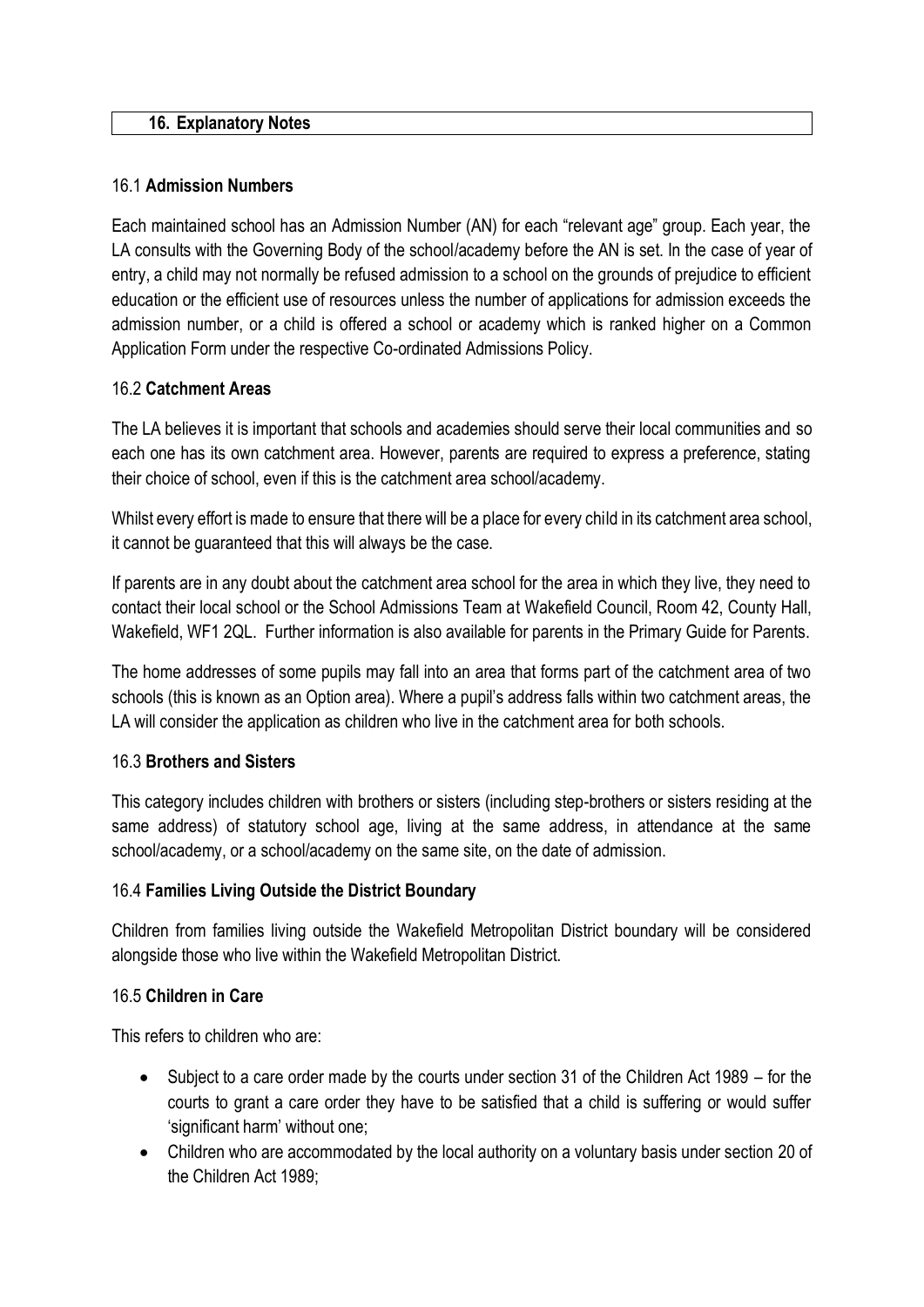## 16. Explanatory Notes

### 16.1 **Admission Numbers**

Each maintained school has an Admission Number (AN) for each "relevant age" group. Each year, the LA consults with the Governing Body of the school/academy before the AN is set. In the case of year of entry, a child may not normally be refused admission to a school on the grounds of prejudice to efficient education or the efficient use of resources unless the number of applications for admission exceeds the admission number, or a child is offered a school or academy which is ranked higher on a Common Application Form under the respective Co-ordinated Admissions Policy.

### 16.2 **Catchment Areas**

The LA believes it is important that schools and academies should serve their local communities and so each one has its own catchment area. However, parents are required to express a preference, stating their choice of school, even if this is the catchment area school/academy.

Whilst every effort is made to ensure that there will be a place for every child in its catchment area school, it cannot be guaranteed that this will always be the case.

If parents are in any doubt about the catchment area school for the area in which they live, they need to contact their local school or the School Admissions Team at Wakefield Council, Room 42, County Hall, Wakefield, WF1 2QL. Further information is also available for parents in the Primary Guide for Parents.

The home addresses of some pupils may fall into an area that forms part of the catchment area of two schools (this is known as an Option area). Where a pupil's address falls within two catchment areas, the LA will consider the application as children who live in the catchment area for both schools.

### 16.3 **Brothers and Sisters**

This category includes children with brothers or sisters (including step-brothers or sisters residing at the same address) of statutory school age, living at the same address, in attendance at the same school/academy, or a school/academy on the same site, on the date of admission.

### 16.4 **Families Living Outside the District Boundary**

Children from families living outside the Wakefield Metropolitan District boundary will be considered alongside those who live within the Wakefield Metropolitan District.

### 16.5 **Children in Care**

This refers to children who are:

- Subject to a care order made by the courts under section 31 of the Children Act 1989 – for the courts to grant a care order they have to be satisfied that a child is suffering or would suffer 'significant harm' without one;
- Children who are accommodated by the local authority on a voluntary basis under section 20 of the Children Act 1989;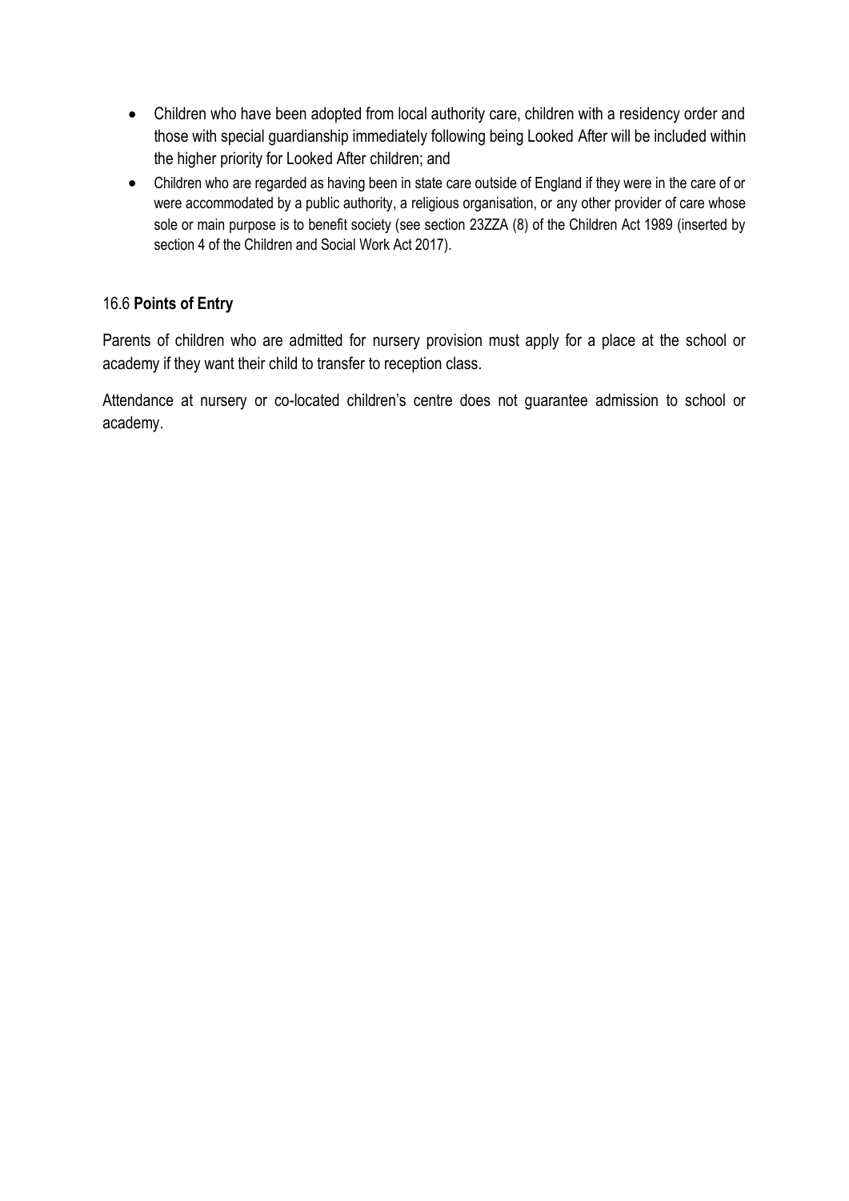- Children who have been adopted from local authority care, children with a residency order and those with special guardianship immediately following being Looked After will be included within the higher priority for Looked After children; and
- Children who are regarded as having been in state care outside of England if they were in the care of or were accommodated by a public authority, a religious organisation, or any other provider of care whose sole or main purpose is to benefit society (see section 23ZZA (8) of the Children Act 1989 (inserted by section 4 of the Children and Social Work Act 2017).

### 16.6 **Points of Entry**

Parents of children who are admitted for nursery provision must apply for a place at the school or academy if they want their child to transfer to reception class.

Attendance at nursery or co-located children's centre does not guarantee admission to school or academy.